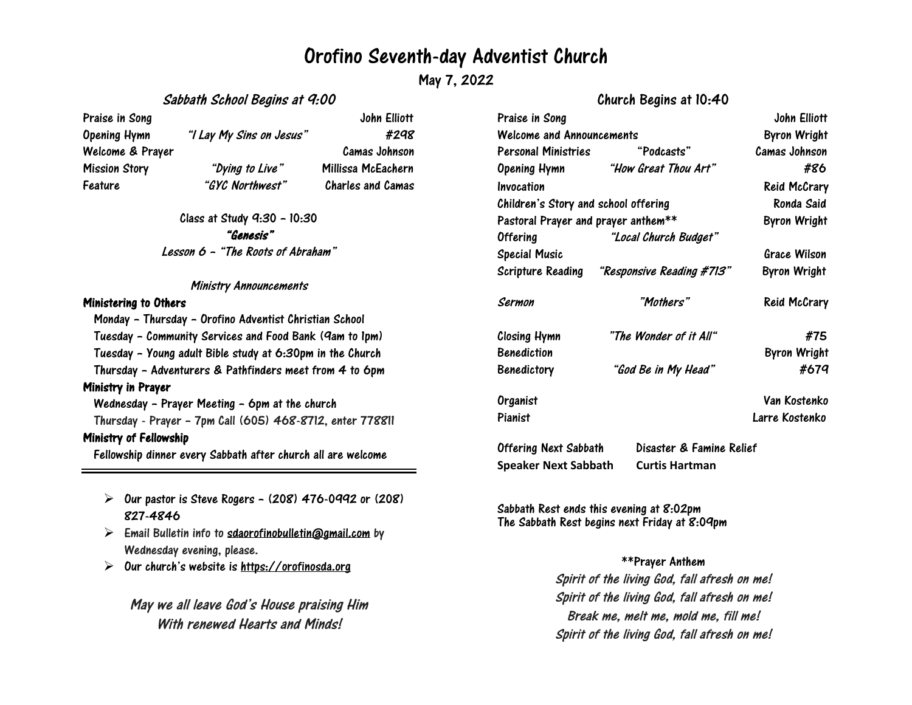# Orofino Seventh-day Adventist Church

May 7, 2022

## *Sabbath School Begins at 9:00*

| | | |
|---|---|---|
| Praise in Song | | John Elliott |
| Opening Hymn | *"I Lay My Sins on Jesus"* | *#298* |
| Welcome & Prayer | | Camas Johnson |
| Mission Story | *"Dying to Live"* | Millissa McEachern |
| Feature | *"GYC Northwest"* | Charles and Camas |

Class at Study 9:30 – 10:30

***"Genesis"***

*Lesson 6 – "The Roots of Abraham"*

*Ministry Announcements*

**Ministering to Others**

- Monday – Thursday – Orofino Adventist Christian School
- Tuesday – Community Services and Food Bank (9am to 1pm)
- Tuesday – Young adult Bible study at 6:30pm in the Church
- Thursday – Adventurers & Pathfinders meet from 4 to 6pm

**Ministry in Prayer**

- Wednesday – Prayer Meeting – 6pm at the church
- Thursday - Prayer – 7pm Call (605) 468-8712, enter 778811

**Ministry of Fellowship**

- Fellowship dinner every Sabbath after church all are welcome

---

- Our pastor is Steve Rogers – (208) 476-0992 or (208) 827-4846
- Email Bulletin info to sdaorofinobulletin@gmail.com by Wednesday evening, please.
- Our church's website is https://orofinosda.org

*May we all leave God's House praising Him*
*With renewed Hearts and Minds!*

## Church Begins at 10:40

| | | |
|---|---|---|
| Praise in Song | | John Elliott |
| Welcome and Announcements | | Byron Wright |
| Personal Ministries | "Podcasts" | Camas Johnson |
| Opening Hymn | *"How Great Thou Art"* | #86 |
| Invocation | | Reid McCrary |
| Children's Story and school offering | | Ronda Said |
| Pastoral Prayer and prayer anthem** | | Byron Wright |
| Offering | *"Local Church Budget"* | |
| Special Music | | Grace Wilson |
| Scripture Reading | *"Responsive Reading #713"* | Byron Wright |
| *Sermon* | *"Mothers"* | Reid McCrary |
| Closing Hymn | *"The Wonder of it All"* | #75 |
| Benediction | | Byron Wright |
| Benedictory | *"God Be in My Head"* | #679 |
| Organist | | Van Kostenko |
| Pianist | | Larre Kostenko |

| | |
|---|---|
| Offering Next Sabbath | Disaster & Famine Relief |
| **Speaker Next Sabbath** | **Curtis Hartman** |

Sabbath Rest ends this evening at 8:02pm
The Sabbath Rest begins next Friday at 8:09pm

**Prayer Anthem

*Spirit of the living God, fall afresh on me!*
*Spirit of the living God, fall afresh on me!*
*Break me, melt me, mold me, fill me!*
*Spirit of the living God, fall afresh on me!*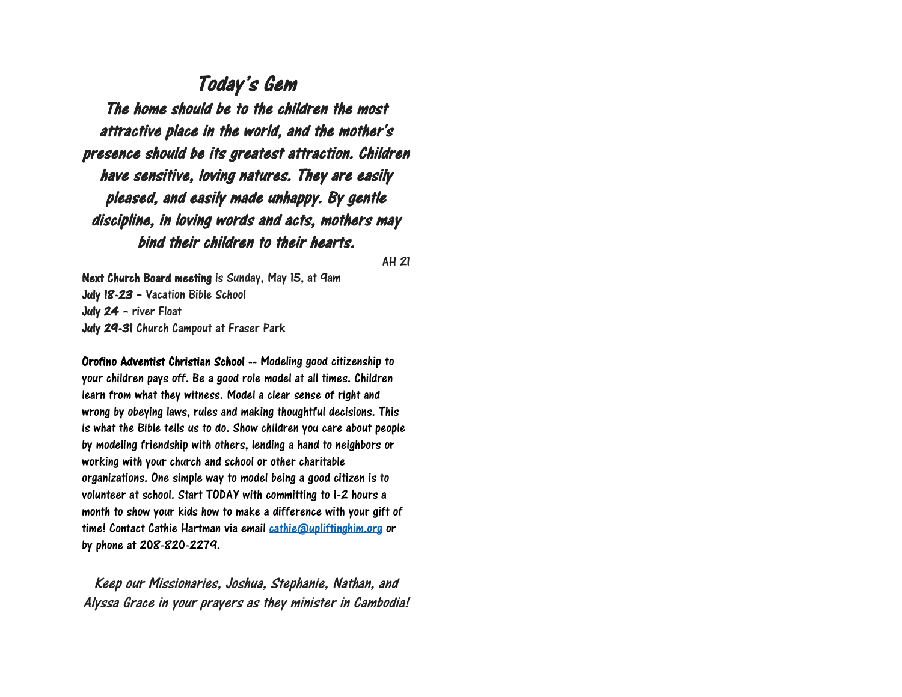# Today's Gem

***The home should be to the children the most attractive place in the world, and the mother's presence should be its greatest attraction. Children have sensitive, loving natures. They are easily pleased, and easily made unhappy. By gentle discipline, in loving words and acts, mothers may bind their children to their hearts.***

AH 21

**Next Church Board meeting** is Sunday, May 15, at 9am
**July 18-23** – Vacation Bible School
**July 24** – river Float
**July 29-31** Church Campout at Fraser Park

**Orofino Adventist Christian School** -- Modeling good citizenship to your children pays off. Be a good role model at all times. Children learn from what they witness. Model a clear sense of right and wrong by obeying laws, rules and making thoughtful decisions. This is what the Bible tells us to do. Show children you care about people by modeling friendship with others, lending a hand to neighbors or working with your church and school or other charitable organizations. One simple way to model being a good citizen is to volunteer at school. Start TODAY with committing to 1-2 hours a month to show your kids how to make a difference with your gift of time! Contact Cathie Hartman via email cathie@upliftinghim.org or by phone at 208-820-2279.

*Keep our Missionaries, Joshua, Stephanie, Nathan, and Alyssa Grace in your prayers as they minister in Cambodia!*